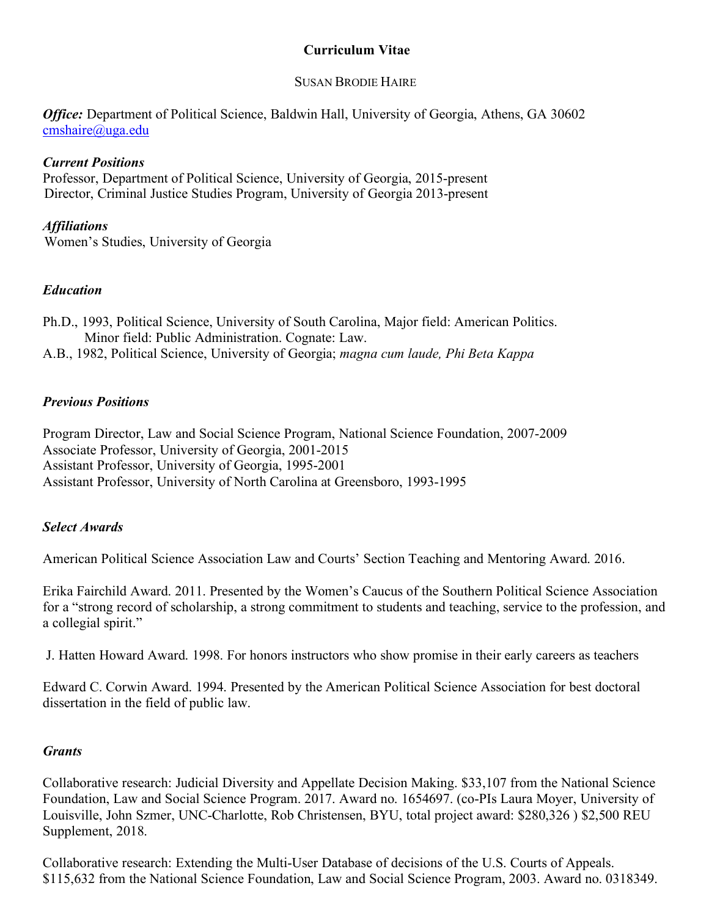# Curriculum Vitae

## SUSAN BRODIE HAIRE

***Office:*** Department of Political Science, Baldwin Hall, University of Georgia, Athens, GA 30602
cmshaire@uga.edu

### *Current Positions*

Professor, Department of Political Science, University of Georgia, 2015-present
Director, Criminal Justice Studies Program, University of Georgia 2013-present

### *Affiliations*

Women's Studies, University of Georgia

### *Education*

Ph.D., 1993, Political Science, University of South Carolina, Major field: American Politics.
Minor field: Public Administration. Cognate: Law.
A.B., 1982, Political Science, University of Georgia; *magna cum laude, Phi Beta Kappa*

### *Previous Positions*

Program Director, Law and Social Science Program, National Science Foundation, 2007-2009
Associate Professor, University of Georgia, 2001-2015
Assistant Professor, University of Georgia, 1995-2001
Assistant Professor, University of North Carolina at Greensboro, 1993-1995

### *Select Awards*

American Political Science Association Law and Courts' Section Teaching and Mentoring Award. 2016.

Erika Fairchild Award. 2011. Presented by the Women's Caucus of the Southern Political Science Association for a "strong record of scholarship, a strong commitment to students and teaching, service to the profession, and a collegial spirit."

J. Hatten Howard Award. 1998. For honors instructors who show promise in their early careers as teachers

Edward C. Corwin Award. 1994. Presented by the American Political Science Association for best doctoral dissertation in the field of public law.

### *Grants*

Collaborative research: Judicial Diversity and Appellate Decision Making. $33,107 from the National Science Foundation, Law and Social Science Program. 2017. Award no. 1654697. (co-PIs Laura Moyer, University of Louisville, John Szmer, UNC-Charlotte, Rob Christensen, BYU, total project award: $280,326 ) $2,500 REU Supplement, 2018.

Collaborative research: Extending the Multi-User Database of decisions of the U.S. Courts of Appeals. $115,632 from the National Science Foundation, Law and Social Science Program, 2003. Award no. 0318349.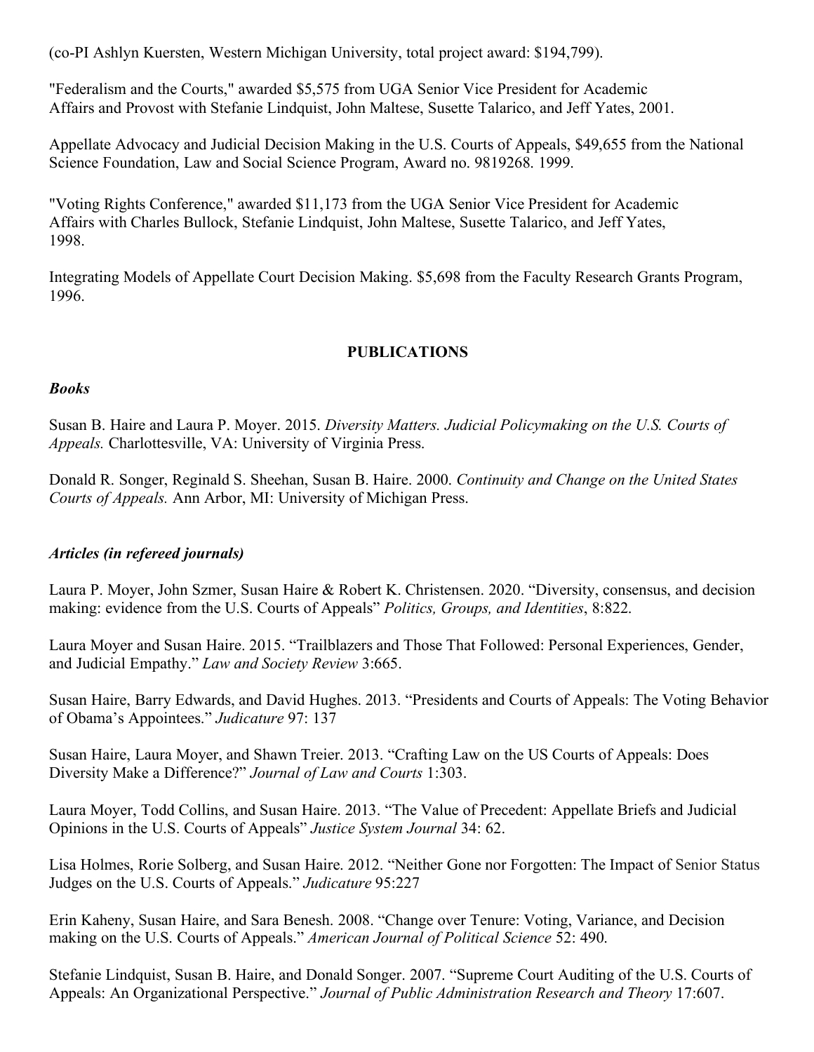(co-PI Ashlyn Kuersten, Western Michigan University, total project award: $194,799).

"Federalism and the Courts," awarded $5,575 from UGA Senior Vice President for Academic Affairs and Provost with Stefanie Lindquist, John Maltese, Susette Talarico, and Jeff Yates, 2001.

Appellate Advocacy and Judicial Decision Making in the U.S. Courts of Appeals, $49,655 from the National Science Foundation, Law and Social Science Program, Award no. 9819268. 1999.

"Voting Rights Conference," awarded $11,173 from the UGA Senior Vice President for Academic Affairs with Charles Bullock, Stefanie Lindquist, John Maltese, Susette Talarico, and Jeff Yates, 1998.

Integrating Models of Appellate Court Decision Making. $5,698 from the Faculty Research Grants Program, 1996.

## PUBLICATIONS

### *Books*

Susan B. Haire and Laura P. Moyer. 2015. *Diversity Matters. Judicial Policymaking on the U.S. Courts of Appeals.* Charlottesville, VA: University of Virginia Press.

Donald R. Songer, Reginald S. Sheehan, Susan B. Haire. 2000. *Continuity and Change on the United States Courts of Appeals.* Ann Arbor, MI: University of Michigan Press.

### *Articles (in refereed journals)*

Laura P. Moyer, John Szmer, Susan Haire & Robert K. Christensen. 2020. "Diversity, consensus, and decision making: evidence from the U.S. Courts of Appeals" *Politics, Groups, and Identities*, 8:822.

Laura Moyer and Susan Haire. 2015. "Trailblazers and Those That Followed: Personal Experiences, Gender, and Judicial Empathy." *Law and Society Review* 3:665.

Susan Haire, Barry Edwards, and David Hughes. 2013. "Presidents and Courts of Appeals: The Voting Behavior of Obama's Appointees." *Judicature* 97: 137

Susan Haire, Laura Moyer, and Shawn Treier. 2013. "Crafting Law on the US Courts of Appeals: Does Diversity Make a Difference?" *Journal of Law and Courts* 1:303.

Laura Moyer, Todd Collins, and Susan Haire. 2013. "The Value of Precedent: Appellate Briefs and Judicial Opinions in the U.S. Courts of Appeals" *Justice System Journal* 34: 62.

Lisa Holmes, Rorie Solberg, and Susan Haire. 2012. "Neither Gone nor Forgotten: The Impact of Senior Status Judges on the U.S. Courts of Appeals." *Judicature* 95:227

Erin Kaheny, Susan Haire, and Sara Benesh. 2008. "Change over Tenure: Voting, Variance, and Decision making on the U.S. Courts of Appeals." *American Journal of Political Science* 52: 490.

Stefanie Lindquist, Susan B. Haire, and Donald Songer. 2007. "Supreme Court Auditing of the U.S. Courts of Appeals: An Organizational Perspective." *Journal of Public Administration Research and Theory* 17:607.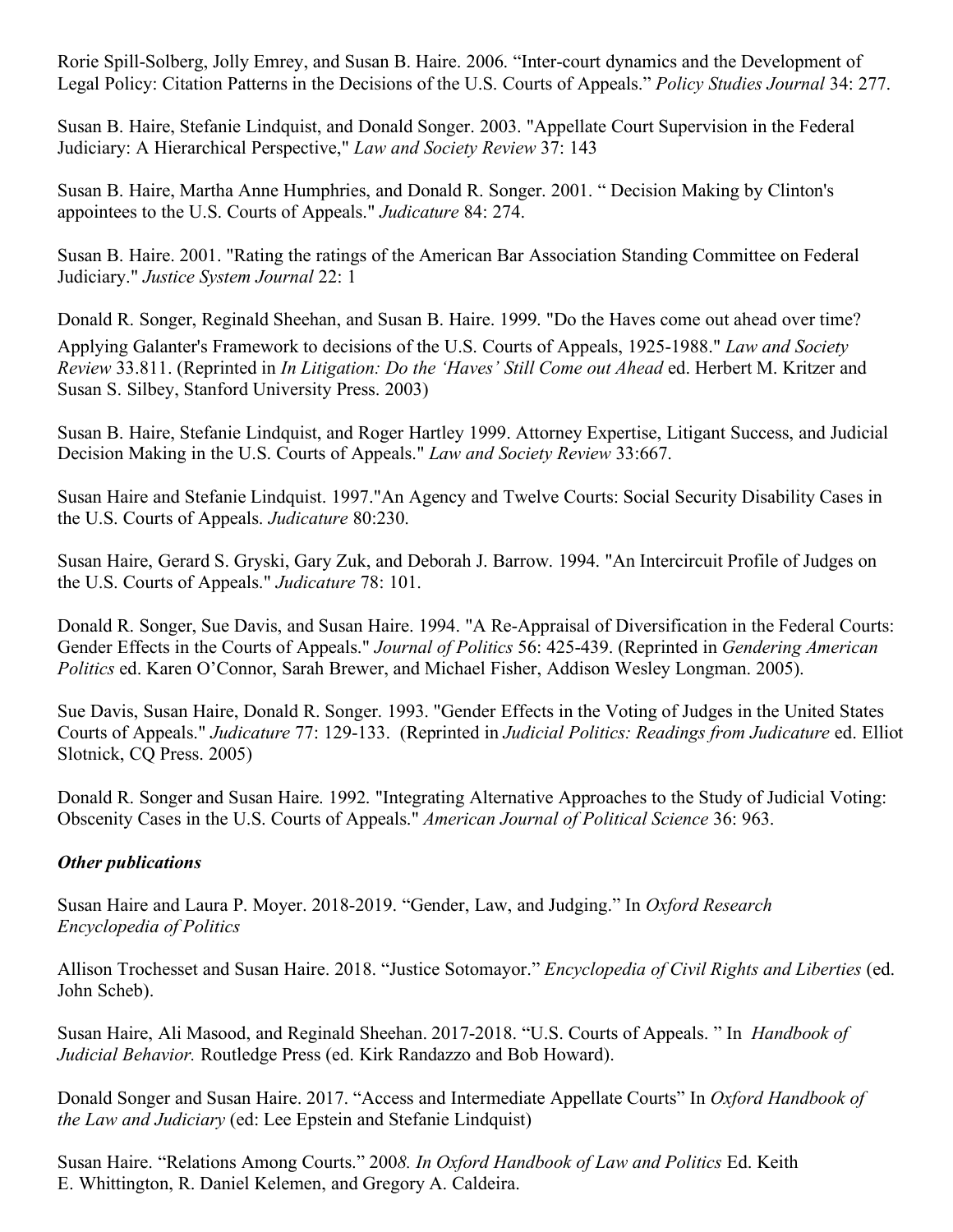Rorie Spill-Solberg, Jolly Emrey, and Susan B. Haire. 2006. “Inter-court dynamics and the Development of Legal Policy: Citation Patterns in the Decisions of the U.S. Courts of Appeals.” *Policy Studies Journal* 34: 277.

Susan B. Haire, Stefanie Lindquist, and Donald Songer. 2003. "Appellate Court Supervision in the Federal Judiciary: A Hierarchical Perspective," *Law and Society Review* 37: 143

Susan B. Haire, Martha Anne Humphries, and Donald R. Songer. 2001. “ Decision Making by Clinton's appointees to the U.S. Courts of Appeals." *Judicature* 84: 274.

Susan B. Haire. 2001. "Rating the ratings of the American Bar Association Standing Committee on Federal Judiciary." *Justice System Journal* 22: 1

Donald R. Songer, Reginald Sheehan, and Susan B. Haire. 1999. "Do the Haves come out ahead over time? Applying Galanter's Framework to decisions of the U.S. Courts of Appeals, 1925-1988." *Law and Society Review* 33.811. (Reprinted in *In Litigation: Do the ‘Haves’ Still Come out Ahead* ed. Herbert M. Kritzer and Susan S. Silbey, Stanford University Press. 2003)

Susan B. Haire, Stefanie Lindquist, and Roger Hartley 1999. Attorney Expertise, Litigant Success, and Judicial Decision Making in the U.S. Courts of Appeals." *Law and Society Review* 33:667.

Susan Haire and Stefanie Lindquist. 1997."An Agency and Twelve Courts: Social Security Disability Cases in the U.S. Courts of Appeals. *Judicature* 80:230.

Susan Haire, Gerard S. Gryski, Gary Zuk, and Deborah J. Barrow. 1994. "An Intercircuit Profile of Judges on the U.S. Courts of Appeals." *Judicature* 78: 101.

Donald R. Songer, Sue Davis, and Susan Haire. 1994. "A Re-Appraisal of Diversification in the Federal Courts: Gender Effects in the Courts of Appeals." *Journal of Politics* 56: 425-439. (Reprinted in *Gendering American Politics* ed. Karen O’Connor, Sarah Brewer, and Michael Fisher, Addison Wesley Longman. 2005).

Sue Davis, Susan Haire, Donald R. Songer. 1993. "Gender Effects in the Voting of Judges in the United States Courts of Appeals." *Judicature* 77: 129-133. (Reprinted in *Judicial Politics: Readings from Judicature* ed. Elliot Slotnick, CQ Press. 2005)

Donald R. Songer and Susan Haire. 1992. "Integrating Alternative Approaches to the Study of Judicial Voting: Obscenity Cases in the U.S. Courts of Appeals." *American Journal of Political Science* 36: 963.

***Other publications***

Susan Haire and Laura P. Moyer. 2018-2019. “Gender, Law, and Judging.” In *Oxford Research Encyclopedia of Politics*

Allison Trochesset and Susan Haire. 2018. “Justice Sotomayor.” *Encyclopedia of Civil Rights and Liberties* (ed. John Scheb).

Susan Haire, Ali Masood, and Reginald Sheehan. 2017-2018. “U.S. Courts of Appeals. ” In *Handbook of Judicial Behavior.* Routledge Press (ed. Kirk Randazzo and Bob Howard).

Donald Songer and Susan Haire. 2017. “Access and Intermediate Appellate Courts” In *Oxford Handbook of the Law and Judiciary* (ed: Lee Epstein and Stefanie Lindquist)

Susan Haire. “Relations Among Courts.” 200*8. In Oxford Handbook of Law and Politics* Ed. Keith E. Whittington, R. Daniel Kelemen, and Gregory A. Caldeira.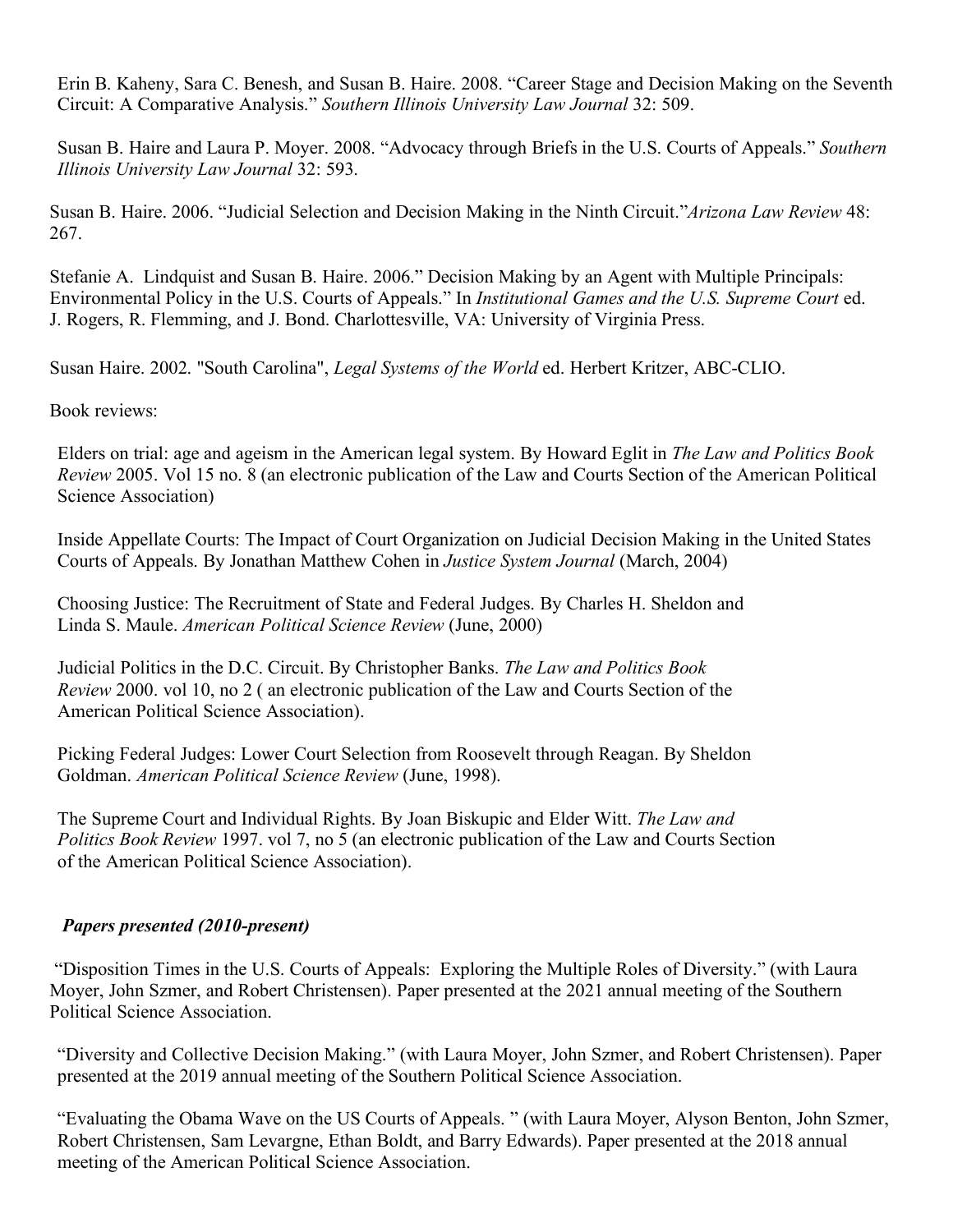Erin B. Kaheny, Sara C. Benesh, and Susan B. Haire. 2008. "Career Stage and Decision Making on the Seventh Circuit: A Comparative Analysis." *Southern Illinois University Law Journal* 32: 509.

Susan B. Haire and Laura P. Moyer. 2008. "Advocacy through Briefs in the U.S. Courts of Appeals." *Southern Illinois University Law Journal* 32: 593.

Susan B. Haire. 2006. "Judicial Selection and Decision Making in the Ninth Circuit."*Arizona Law Review* 48: 267.

Stefanie A. Lindquist and Susan B. Haire. 2006." Decision Making by an Agent with Multiple Principals: Environmental Policy in the U.S. Courts of Appeals." In *Institutional Games and the U.S. Supreme Court* ed. J. Rogers, R. Flemming, and J. Bond. Charlottesville, VA: University of Virginia Press.

Susan Haire. 2002. "South Carolina", *Legal Systems of the World* ed. Herbert Kritzer, ABC-CLIO.

Book reviews:

Elders on trial: age and ageism in the American legal system. By Howard Eglit in *The Law and Politics Book Review* 2005. Vol 15 no. 8 (an electronic publication of the Law and Courts Section of the American Political Science Association)

Inside Appellate Courts: The Impact of Court Organization on Judicial Decision Making in the United States Courts of Appeals. By Jonathan Matthew Cohen in *Justice System Journal* (March, 2004)

Choosing Justice: The Recruitment of State and Federal Judges. By Charles H. Sheldon and Linda S. Maule. *American Political Science Review* (June, 2000)

Judicial Politics in the D.C. Circuit. By Christopher Banks. *The Law and Politics Book Review* 2000. vol 10, no 2 ( an electronic publication of the Law and Courts Section of the American Political Science Association).

Picking Federal Judges: Lower Court Selection from Roosevelt through Reagan. By Sheldon Goldman. *American Political Science Review* (June, 1998).

The Supreme Court and Individual Rights. By Joan Biskupic and Elder Witt. *The Law and Politics Book Review* 1997. vol 7, no 5 (an electronic publication of the Law and Courts Section of the American Political Science Association).

***Papers presented (2010-present)***

"Disposition Times in the U.S. Courts of Appeals: Exploring the Multiple Roles of Diversity." (with Laura Moyer, John Szmer, and Robert Christensen). Paper presented at the 2021 annual meeting of the Southern Political Science Association.

"Diversity and Collective Decision Making." (with Laura Moyer, John Szmer, and Robert Christensen). Paper presented at the 2019 annual meeting of the Southern Political Science Association.

"Evaluating the Obama Wave on the US Courts of Appeals. " (with Laura Moyer, Alyson Benton, John Szmer, Robert Christensen, Sam Levargne, Ethan Boldt, and Barry Edwards). Paper presented at the 2018 annual meeting of the American Political Science Association.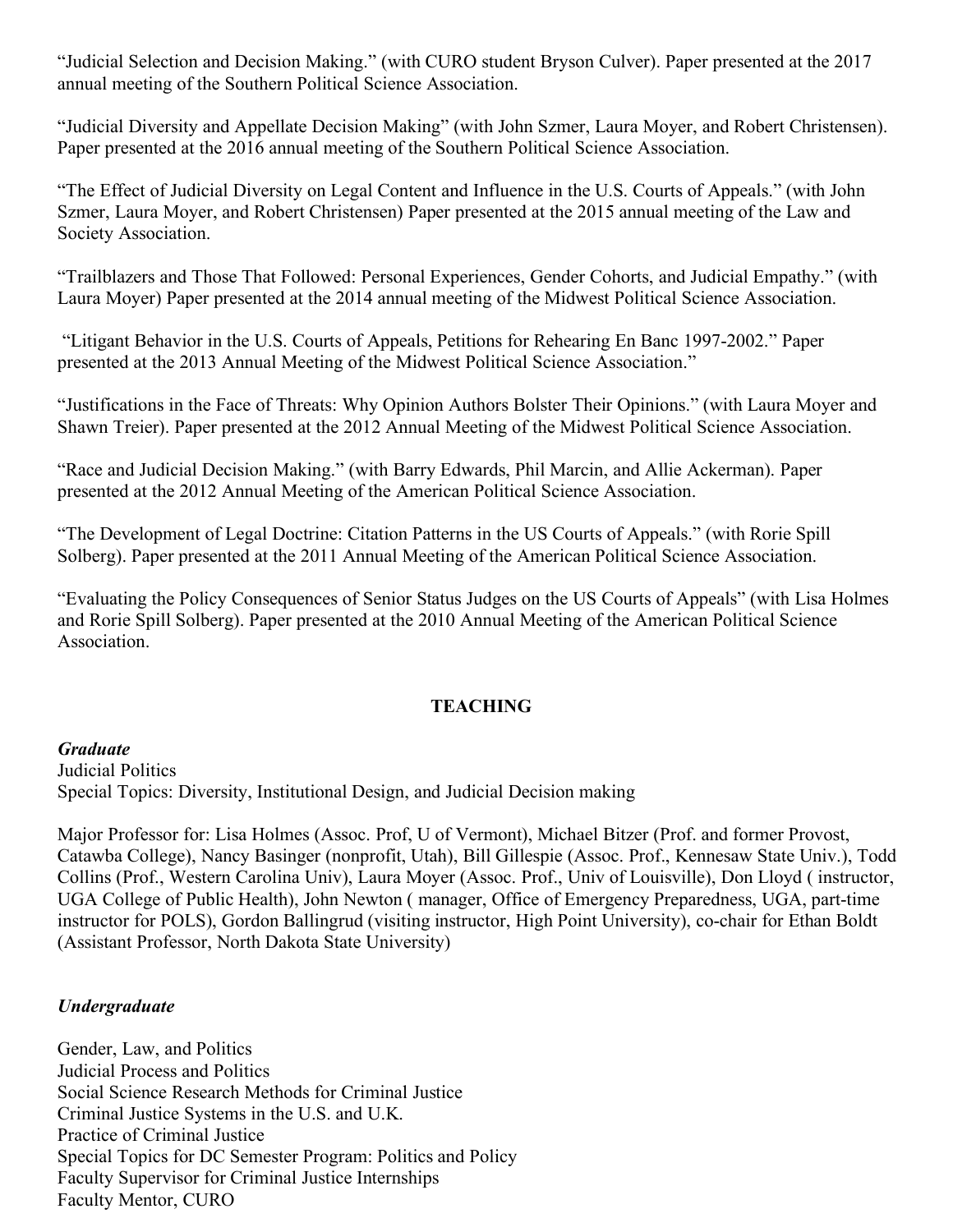"Judicial Selection and Decision Making." (with CURO student Bryson Culver). Paper presented at the 2017 annual meeting of the Southern Political Science Association.

"Judicial Diversity and Appellate Decision Making" (with John Szmer, Laura Moyer, and Robert Christensen). Paper presented at the 2016 annual meeting of the Southern Political Science Association.

"The Effect of Judicial Diversity on Legal Content and Influence in the U.S. Courts of Appeals." (with John Szmer, Laura Moyer, and Robert Christensen) Paper presented at the 2015 annual meeting of the Law and Society Association.

"Trailblazers and Those That Followed: Personal Experiences, Gender Cohorts, and Judicial Empathy." (with Laura Moyer) Paper presented at the 2014 annual meeting of the Midwest Political Science Association.

"Litigant Behavior in the U.S. Courts of Appeals, Petitions for Rehearing En Banc 1997-2002." Paper presented at the 2013 Annual Meeting of the Midwest Political Science Association."

"Justifications in the Face of Threats: Why Opinion Authors Bolster Their Opinions." (with Laura Moyer and Shawn Treier). Paper presented at the 2012 Annual Meeting of the Midwest Political Science Association.

"Race and Judicial Decision Making." (with Barry Edwards, Phil Marcin, and Allie Ackerman). Paper presented at the 2012 Annual Meeting of the American Political Science Association.

"The Development of Legal Doctrine: Citation Patterns in the US Courts of Appeals." (with Rorie Spill Solberg). Paper presented at the 2011 Annual Meeting of the American Political Science Association.

"Evaluating the Policy Consequences of Senior Status Judges on the US Courts of Appeals" (with Lisa Holmes and Rorie Spill Solberg). Paper presented at the 2010 Annual Meeting of the American Political Science Association.

## TEACHING

***Graduate***

Judicial Politics
Special Topics: Diversity, Institutional Design, and Judicial Decision making

Major Professor for: Lisa Holmes (Assoc. Prof, U of Vermont), Michael Bitzer (Prof. and former Provost, Catawba College), Nancy Basinger (nonprofit, Utah), Bill Gillespie (Assoc. Prof., Kennesaw State Univ.), Todd Collins (Prof., Western Carolina Univ), Laura Moyer (Assoc. Prof., Univ of Louisville), Don Lloyd ( instructor, UGA College of Public Health), John Newton ( manager, Office of Emergency Preparedness, UGA, part-time instructor for POLS), Gordon Ballingrud (visiting instructor, High Point University), co-chair for Ethan Boldt (Assistant Professor, North Dakota State University)

***Undergraduate***

Gender, Law, and Politics
Judicial Process and Politics
Social Science Research Methods for Criminal Justice
Criminal Justice Systems in the U.S. and U.K.
Practice of Criminal Justice
Special Topics for DC Semester Program: Politics and Policy
Faculty Supervisor for Criminal Justice Internships
Faculty Mentor, CURO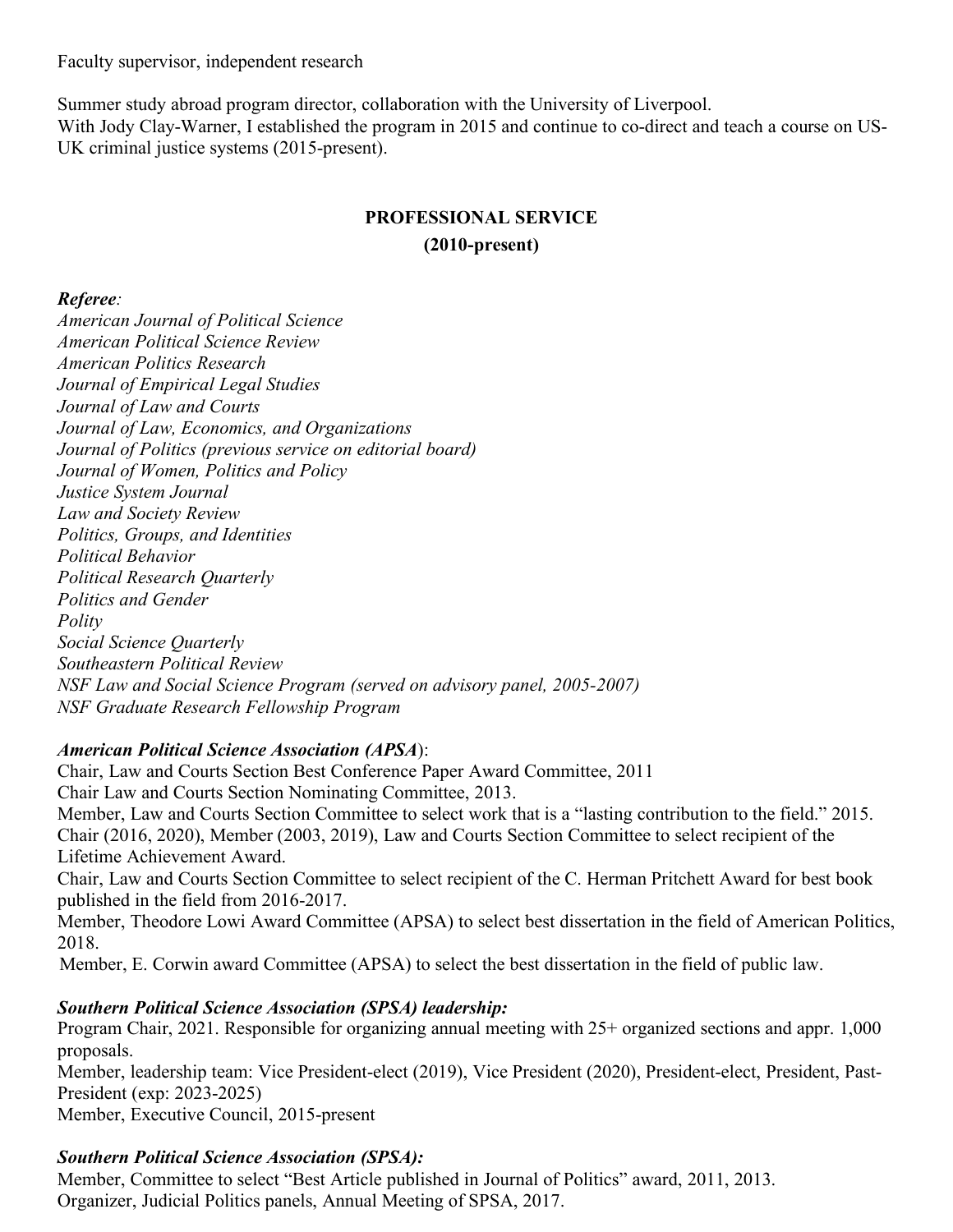Faculty supervisor, independent research

Summer study abroad program director, collaboration with the University of Liverpool.
With Jody Clay-Warner, I established the program in 2015 and continue to co-direct and teach a course on US-UK criminal justice systems (2015-present).

## PROFESSIONAL SERVICE
### (2010-present)

***Referee*:**
*American Journal of Political Science*
*American Political Science Review*
*American Politics Research*
*Journal of Empirical Legal Studies*
*Journal of Law and Courts*
*Journal of Law, Economics, and Organizations*
*Journal of Politics (previous service on editorial board)*
*Journal of Women, Politics and Policy*
*Justice System Journal*
*Law and Society Review*
*Politics, Groups, and Identities*
*Political Behavior*
*Political Research Quarterly*
*Politics and Gender*
*Polity*
*Social Science Quarterly*
*Southeastern Political Review*
*NSF Law and Social Science Program (served on advisory panel, 2005-2007)*
*NSF Graduate Research Fellowship Program*

***American Political Science Association (APSA)*:**
Chair, Law and Courts Section Best Conference Paper Award Committee, 2011
Chair Law and Courts Section Nominating Committee, 2013.
Member, Law and Courts Section Committee to select work that is a "lasting contribution to the field." 2015.
Chair (2016, 2020), Member (2003, 2019), Law and Courts Section Committee to select recipient of the Lifetime Achievement Award.
Chair, Law and Courts Section Committee to select recipient of the C. Herman Pritchett Award for best book published in the field from 2016-2017.
Member, Theodore Lowi Award Committee (APSA) to select best dissertation in the field of American Politics, 2018.
Member, E. Corwin award Committee (APSA) to select the best dissertation in the field of public law.

***Southern Political Science Association (SPSA) leadership:***
Program Chair, 2021. Responsible for organizing annual meeting with 25+ organized sections and appr. 1,000 proposals.
Member, leadership team: Vice President-elect (2019), Vice President (2020), President-elect, President, Past-President (exp: 2023-2025)
Member, Executive Council, 2015-present

***Southern Political Science Association (SPSA):***
Member, Committee to select "Best Article published in Journal of Politics" award, 2011, 2013.
Organizer, Judicial Politics panels, Annual Meeting of SPSA, 2017.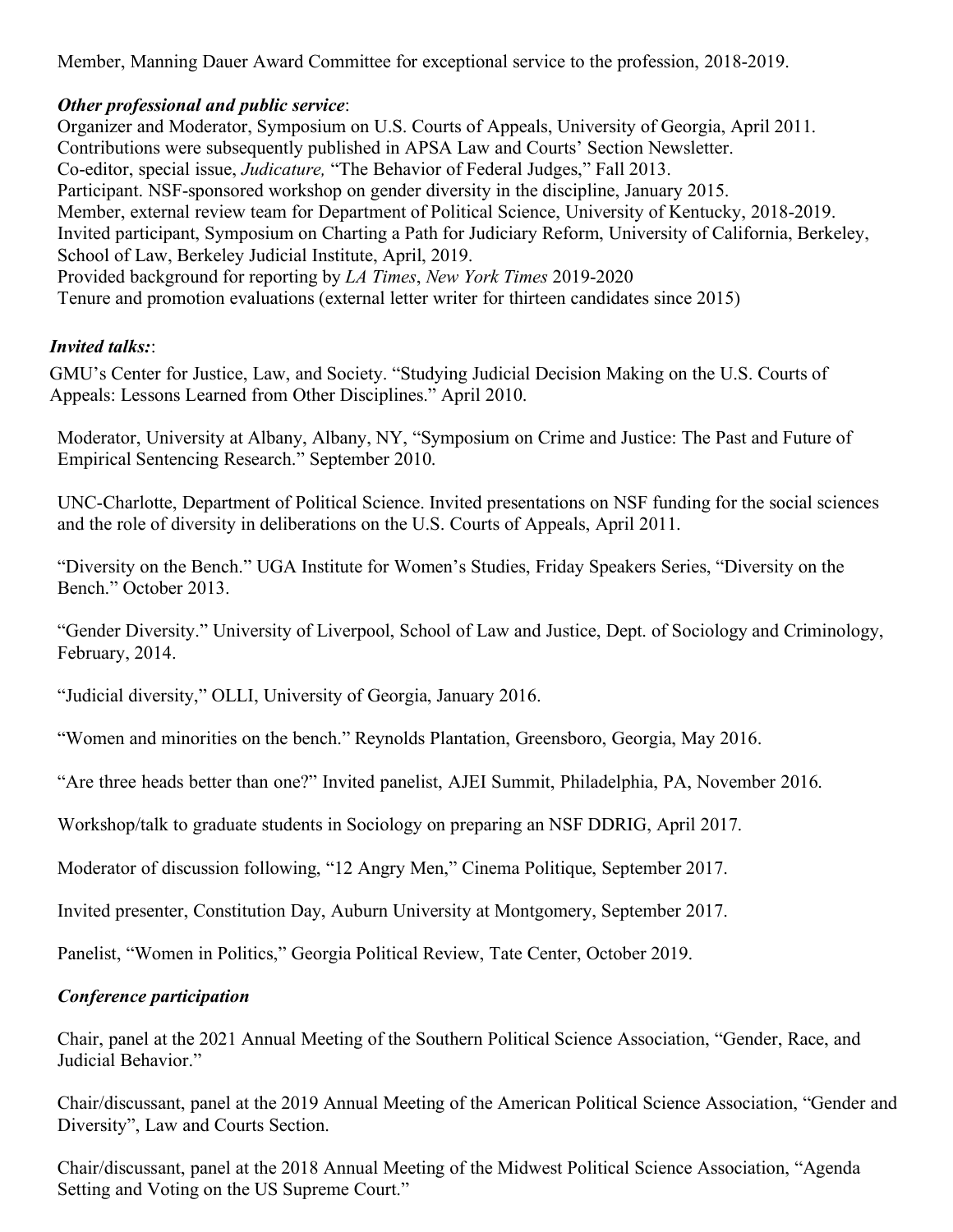Member, Manning Dauer Award Committee for exceptional service to the profession, 2018-2019.

***Other professional and public service***:

Organizer and Moderator, Symposium on U.S. Courts of Appeals, University of Georgia, April 2011. Contributions were subsequently published in APSA Law and Courts' Section Newsletter.
Co-editor, special issue, *Judicature,* "The Behavior of Federal Judges," Fall 2013.
Participant. NSF-sponsored workshop on gender diversity in the discipline, January 2015.
Member, external review team for Department of Political Science, University of Kentucky, 2018-2019.
Invited participant, Symposium on Charting a Path for Judiciary Reform, University of California, Berkeley, School of Law, Berkeley Judicial Institute, April, 2019.
Provided background for reporting by *LA Times*, *New York Times* 2019-2020
Tenure and promotion evaluations (external letter writer for thirteen candidates since 2015)

***Invited talks:***:

GMU's Center for Justice, Law, and Society. "Studying Judicial Decision Making on the U.S. Courts of Appeals: Lessons Learned from Other Disciplines." April 2010.

Moderator, University at Albany, Albany, NY, "Symposium on Crime and Justice: The Past and Future of Empirical Sentencing Research." September 2010.

UNC-Charlotte, Department of Political Science. Invited presentations on NSF funding for the social sciences and the role of diversity in deliberations on the U.S. Courts of Appeals, April 2011.

"Diversity on the Bench." UGA Institute for Women's Studies, Friday Speakers Series, "Diversity on the Bench." October 2013.

"Gender Diversity." University of Liverpool, School of Law and Justice, Dept. of Sociology and Criminology, February, 2014.

"Judicial diversity," OLLI, University of Georgia, January 2016.

"Women and minorities on the bench." Reynolds Plantation, Greensboro, Georgia, May 2016.

"Are three heads better than one?" Invited panelist, AJEI Summit, Philadelphia, PA, November 2016.

Workshop/talk to graduate students in Sociology on preparing an NSF DDRIG, April 2017.

Moderator of discussion following, "12 Angry Men," Cinema Politique, September 2017.

Invited presenter, Constitution Day, Auburn University at Montgomery, September 2017.

Panelist, "Women in Politics," Georgia Political Review, Tate Center, October 2019.

***Conference participation***

Chair, panel at the 2021 Annual Meeting of the Southern Political Science Association, "Gender, Race, and Judicial Behavior."

Chair/discussant, panel at the 2019 Annual Meeting of the American Political Science Association, "Gender and Diversity", Law and Courts Section.

Chair/discussant, panel at the 2018 Annual Meeting of the Midwest Political Science Association, "Agenda Setting and Voting on the US Supreme Court."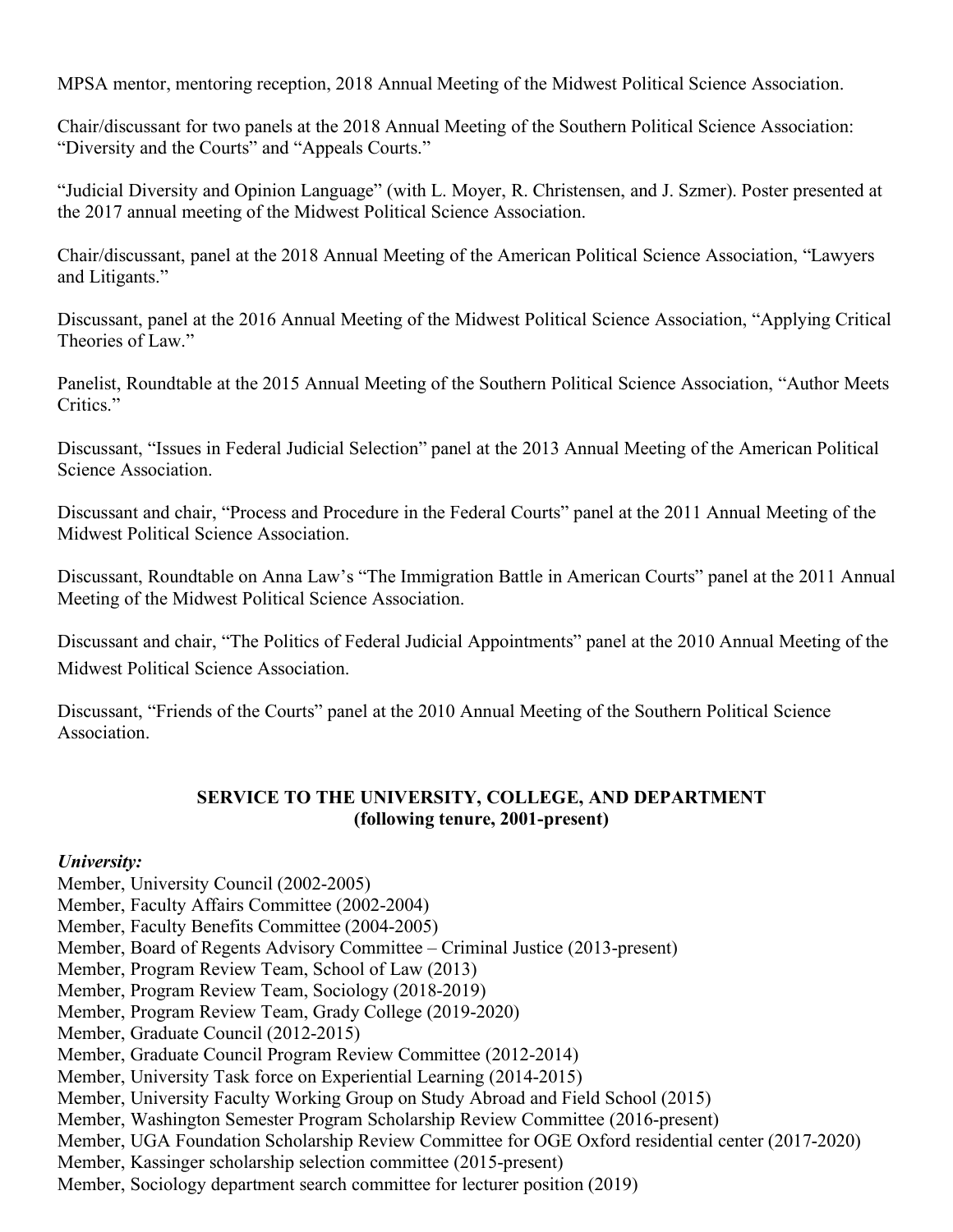MPSA mentor, mentoring reception, 2018 Annual Meeting of the Midwest Political Science Association.

Chair/discussant for two panels at the 2018 Annual Meeting of the Southern Political Science Association: "Diversity and the Courts" and "Appeals Courts."

"Judicial Diversity and Opinion Language" (with L. Moyer, R. Christensen, and J. Szmer). Poster presented at the 2017 annual meeting of the Midwest Political Science Association.

Chair/discussant, panel at the 2018 Annual Meeting of the American Political Science Association, "Lawyers and Litigants."

Discussant, panel at the 2016 Annual Meeting of the Midwest Political Science Association, "Applying Critical Theories of Law."

Panelist, Roundtable at the 2015 Annual Meeting of the Southern Political Science Association, "Author Meets Critics."

Discussant, "Issues in Federal Judicial Selection" panel at the 2013 Annual Meeting of the American Political Science Association.

Discussant and chair, "Process and Procedure in the Federal Courts" panel at the 2011 Annual Meeting of the Midwest Political Science Association.

Discussant, Roundtable on Anna Law's "The Immigration Battle in American Courts" panel at the 2011 Annual Meeting of the Midwest Political Science Association.

Discussant and chair, "The Politics of Federal Judicial Appointments" panel at the 2010 Annual Meeting of the Midwest Political Science Association.

Discussant, "Friends of the Courts" panel at the 2010 Annual Meeting of the Southern Political Science Association.

## SERVICE TO THE UNIVERSITY, COLLEGE, AND DEPARTMENT
## (following tenure, 2001-present)

***University:***

Member, University Council (2002-2005)
Member, Faculty Affairs Committee (2002-2004)
Member, Faculty Benefits Committee (2004-2005)
Member, Board of Regents Advisory Committee – Criminal Justice (2013-present)
Member, Program Review Team, School of Law (2013)
Member, Program Review Team, Sociology (2018-2019)
Member, Program Review Team, Grady College (2019-2020)
Member, Graduate Council (2012-2015)
Member, Graduate Council Program Review Committee (2012-2014)
Member, University Task force on Experiential Learning (2014-2015)
Member, University Faculty Working Group on Study Abroad and Field School (2015)
Member, Washington Semester Program Scholarship Review Committee (2016-present)
Member, UGA Foundation Scholarship Review Committee for OGE Oxford residential center (2017-2020)
Member, Kassinger scholarship selection committee (2015-present)
Member, Sociology department search committee for lecturer position (2019)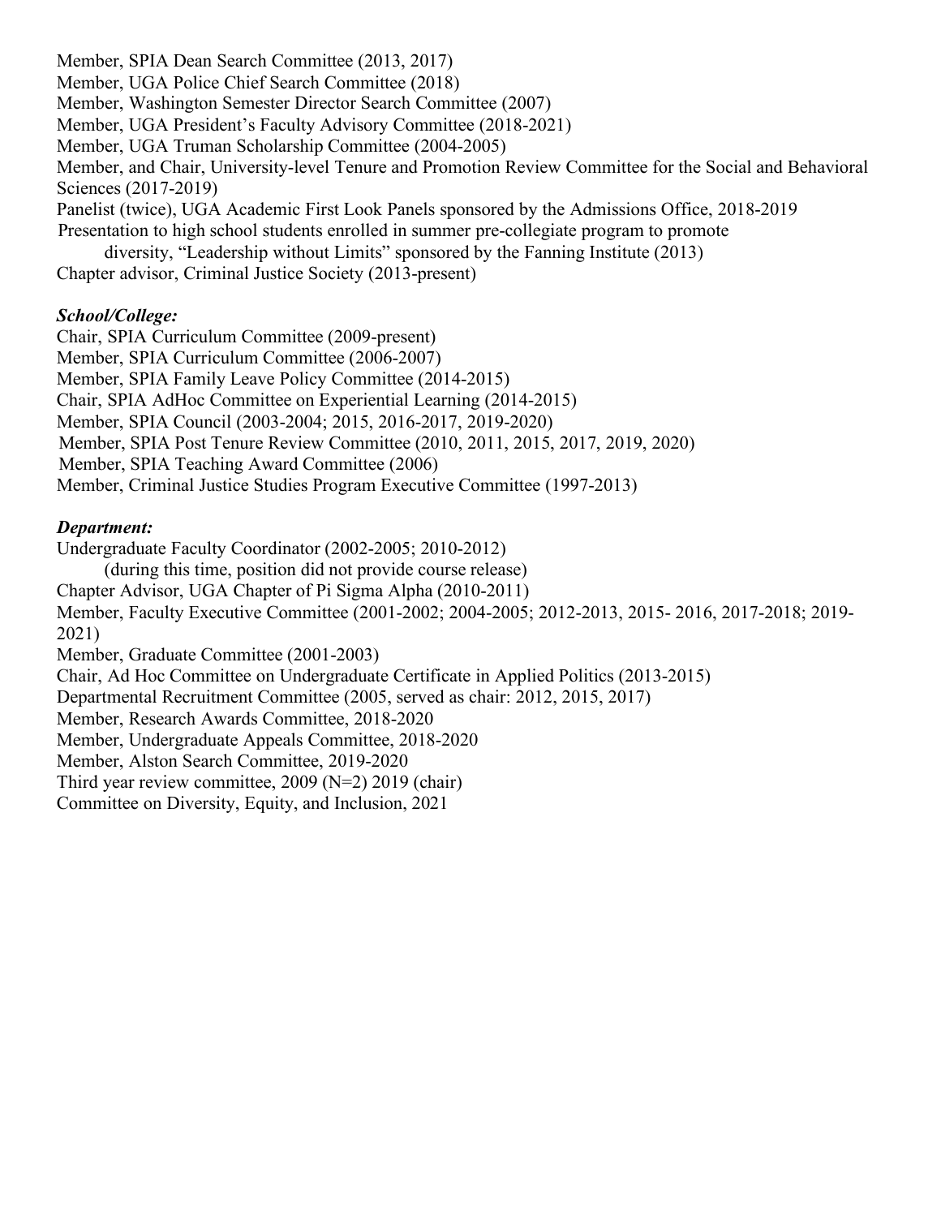Member, SPIA Dean Search Committee (2013, 2017)
Member, UGA Police Chief Search Committee (2018)
Member, Washington Semester Director Search Committee (2007)
Member, UGA President's Faculty Advisory Committee (2018-2021)
Member, UGA Truman Scholarship Committee (2004-2005)
Member, and Chair, University-level Tenure and Promotion Review Committee for the Social and Behavioral Sciences (2017-2019)
Panelist (twice), UGA Academic First Look Panels sponsored by the Admissions Office, 2018-2019
Presentation to high school students enrolled in summer pre-collegiate program to promote diversity, "Leadership without Limits" sponsored by the Fanning Institute (2013)
Chapter advisor, Criminal Justice Society (2013-present)

***School/College:***

Chair, SPIA Curriculum Committee (2009-present)
Member, SPIA Curriculum Committee (2006-2007)
Member, SPIA Family Leave Policy Committee (2014-2015)
Chair, SPIA AdHoc Committee on Experiential Learning (2014-2015)
Member, SPIA Council (2003-2004; 2015, 2016-2017, 2019-2020)
Member, SPIA Post Tenure Review Committee (2010, 2011, 2015, 2017, 2019, 2020)
Member, SPIA Teaching Award Committee (2006)
Member, Criminal Justice Studies Program Executive Committee (1997-2013)

***Department:***

Undergraduate Faculty Coordinator (2002-2005; 2010-2012)
(during this time, position did not provide course release)
Chapter Advisor, UGA Chapter of Pi Sigma Alpha (2010-2011)
Member, Faculty Executive Committee (2001-2002; 2004-2005; 2012-2013, 2015- 2016, 2017-2018; 2019-2021)
Member, Graduate Committee (2001-2003)
Chair, Ad Hoc Committee on Undergraduate Certificate in Applied Politics (2013-2015)
Departmental Recruitment Committee (2005, served as chair: 2012, 2015, 2017)
Member, Research Awards Committee, 2018-2020
Member, Undergraduate Appeals Committee, 2018-2020
Member, Alston Search Committee, 2019-2020
Third year review committee, 2009 (N=2) 2019 (chair)
Committee on Diversity, Equity, and Inclusion, 2021